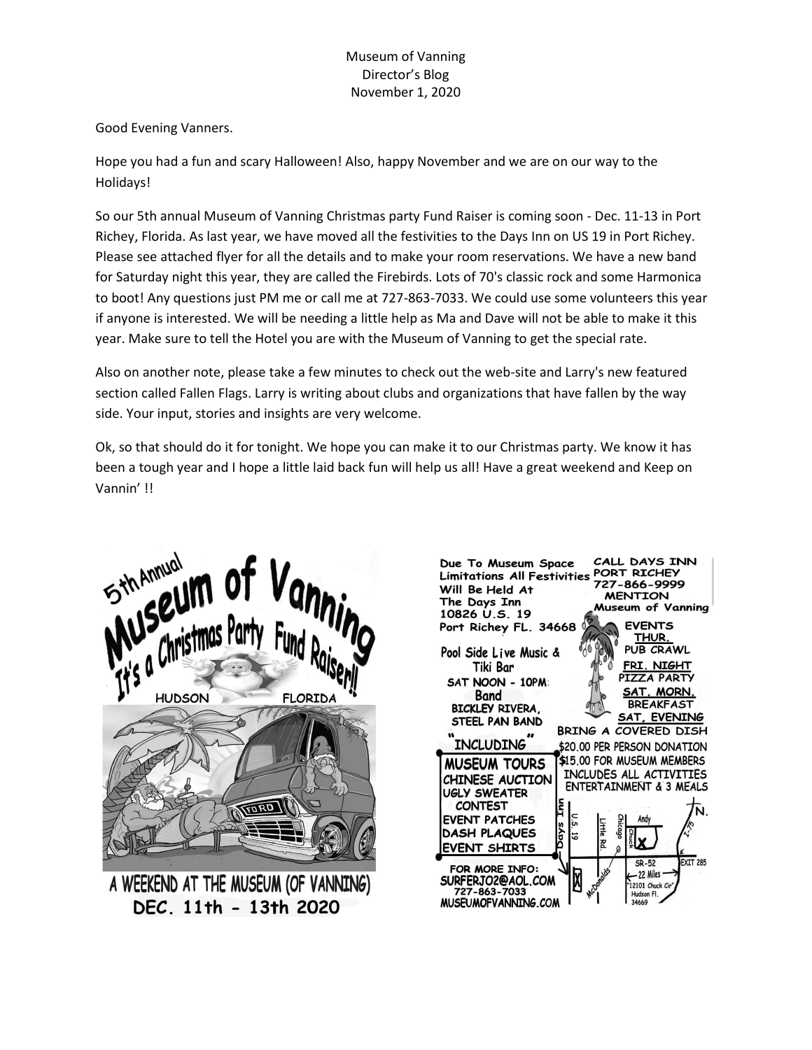Museum of Vanning
Director's Blog
November 1, 2020

Good Evening Vanners.

Hope you had a fun and scary Halloween! Also, happy November and we are on our way to the Holidays!

So our 5th annual Museum of Vanning Christmas party Fund Raiser is coming soon - Dec. 11-13 in Port Richey, Florida. As last year, we have moved all the festivities to the Days Inn on US 19 in Port Richey. Please see attached flyer for all the details and to make your room reservations. We have a new band for Saturday night this year, they are called the Firebirds. Lots of 70's classic rock and some Harmonica to boot! Any questions just PM me or call me at 727-863-7033. We could use some volunteers this year if anyone is interested. We will be needing a little help as Ma and Dave will not be able to make it this year. Make sure to tell the Hotel you are with the Museum of Vanning to get the special rate.

Also on another note, please take a few minutes to check out the web-site and Larry's new featured section called Fallen Flags. Larry is writing about clubs and organizations that have fallen by the way side. Your input, stories and insights are very welcome.

Ok, so that should do it for tonight. We hope you can make it to our Christmas party. We know it has been a tough year and I hope a little laid back fun will help us all! Have a great weekend and Keep on Vannin' !!

5th Annual Museum of Vanning It's a Christmas Party Fund Raiser!!

HUDSON FLORIDA

A WEEKEND AT THE MUSEUM (OF VANNING)

DEC. 11th - 13th 2020

Due To Museum Space Limitations All Festivities Will Be Held At The Days Inn 10826 U.S. 19 Port Richey FL. 34668

CALL DAYS INN PORT RICHEY 727-866-9999 MENTION Museum of Vanning

Pool Side Live Music & Tiki Bar

SAT NOON - 10PM: Band BICKLEY RIVERA, STEEL PAN BAND

EVENTS

THUR. PUB CRAWL

FRI. NIGHT PIZZA PARTY

SAT. MORN. BREAKFAST

SAT, EVENING BRING A COVERED DISH

"INCLUDING"

- MUSEUM TOURS
- CHINESE AUCTION
- UGLY SWEATER CONTEST
- EVENT PATCHES
- DASH PLAQUES
- EVENT SHIRTS

$20.00 PER PERSON DONATION
$15.00 FOR MUSEUM MEMBERS
INCLUDES ALL ACTIVITIES ENTERTAINMENT & 3 MEALS

Days Inn, U.S. 19, McDonalds, Little Rd., Chicago, Chuck, Andy, SR-52, 22 Miles, I-75, EXIT 285, N.

"12101 Chuck Cir" Hudson Fl. 34669

FOR MORE INFO:
SURFERJO2@AOL.COM
727-863-7033
MUSEUMOFVANNING.COM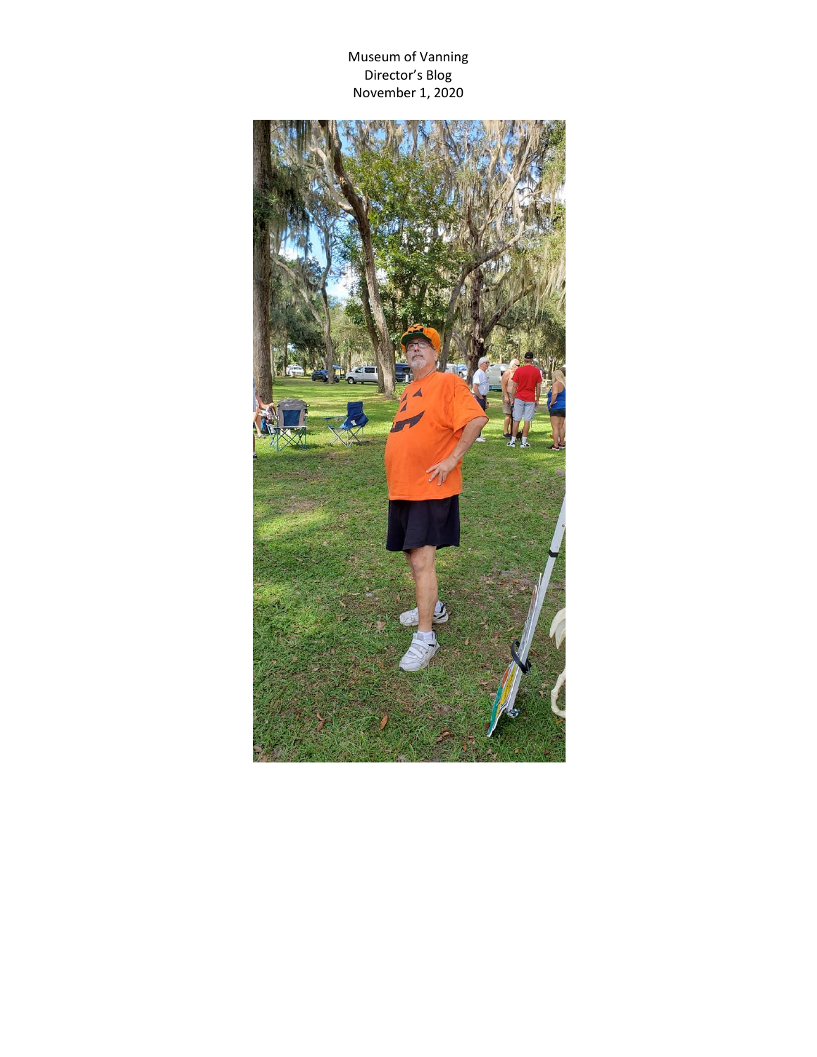Museum of Vanning
Director's Blog
November 1, 2020